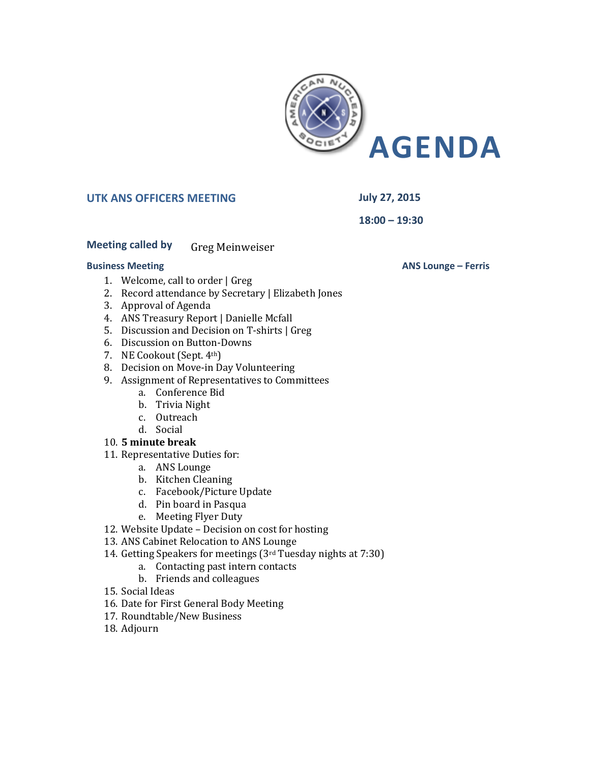# AGENDA

**UTK ANS OFFICERS MEETING**

**July 27, 2015**

**18:00 – 19:30**

**Meeting called by** Greg Meinweiser

**Business Meeting** **ANS Lounge – Ferris**

1. Welcome, call to order | Greg
2. Record attendance by Secretary | Elizabeth Jones
3. Approval of Agenda
4. ANS Treasury Report | Danielle Mcfall
5. Discussion and Decision on T-shirts | Greg
6. Discussion on Button-Downs
7. NE Cookout (Sept. 4th)
8. Decision on Move-in Day Volunteering
9. Assignment of Representatives to Committees
   a. Conference Bid
   b. Trivia Night
   c. Outreach
   d. Social
10. **5 minute break**
11. Representative Duties for:
    a. ANS Lounge
    b. Kitchen Cleaning
    c. Facebook/Picture Update
    d. Pin board in Pasqua
    e. Meeting Flyer Duty
12. Website Update – Decision on cost for hosting
13. ANS Cabinet Relocation to ANS Lounge
14. Getting Speakers for meetings (3rd Tuesday nights at 7:30)
    a. Contacting past intern contacts
    b. Friends and colleagues
15. Social Ideas
16. Date for First General Body Meeting
17. Roundtable/New Business
18. Adjourn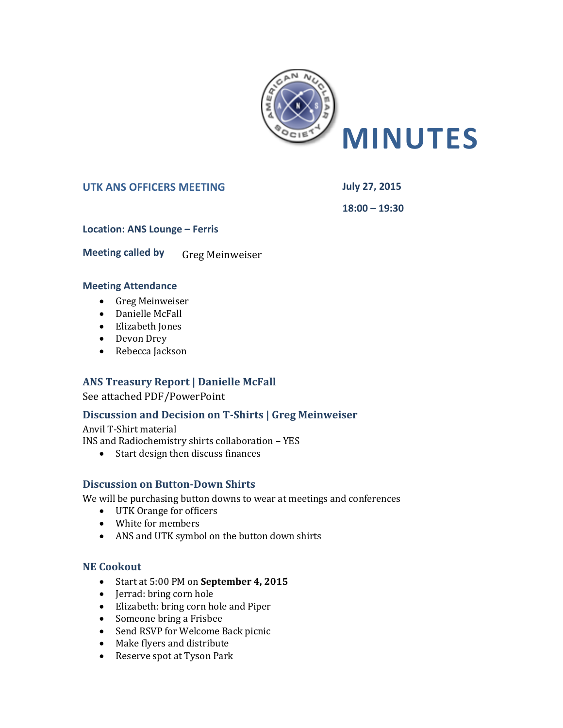# MINUTES

## UTK ANS OFFICERS MEETING

**July 27, 2015**

**18:00 – 19:30**

**Location: ANS Lounge – Ferris**

**Meeting called by** Greg Meinweiser

### Meeting Attendance

- Greg Meinweiser
- Danielle McFall
- Elizabeth Jones
- Devon Drey
- Rebecca Jackson

### ANS Treasury Report | Danielle McFall

See attached PDF/PowerPoint

### Discussion and Decision on T-Shirts | Greg Meinweiser

Anvil T-Shirt material
INS and Radiochemistry shirts collaboration – YES

- Start design then discuss finances

### Discussion on Button-Down Shirts

We will be purchasing button downs to wear at meetings and conferences

- UTK Orange for officers
- White for members
- ANS and UTK symbol on the button down shirts

### NE Cookout

- Start at 5:00 PM on **September 4, 2015**
- Jerrad: bring corn hole
- Elizabeth: bring corn hole and Piper
- Someone bring a Frisbee
- Send RSVP for Welcome Back picnic
- Make flyers and distribute
- Reserve spot at Tyson Park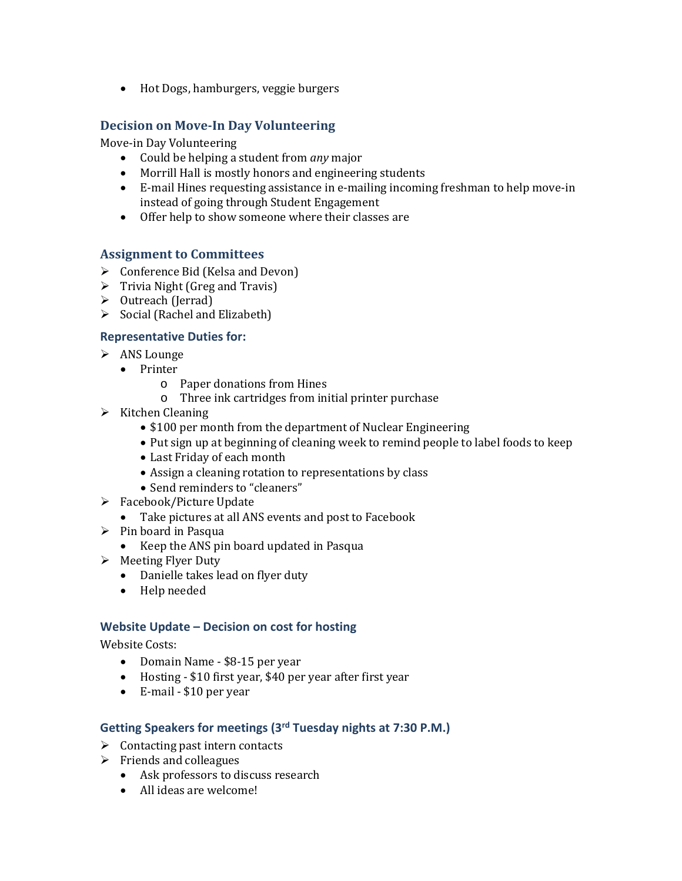- Hot Dogs, hamburgers, veggie burgers

### Decision on Move-In Day Volunteering

Move-in Day Volunteering

- Could be helping a student from *any* major
- Morrill Hall is mostly honors and engineering students
- E-mail Hines requesting assistance in e-mailing incoming freshman to help move-in instead of going through Student Engagement
- Offer help to show someone where their classes are

### Assignment to Committees

- Conference Bid (Kelsa and Devon)
- Trivia Night (Greg and Travis)
- Outreach (Jerrad)
- Social (Rachel and Elizabeth)

### Representative Duties for:

- ANS Lounge
  - Printer
    - Paper donations from Hines
    - Three ink cartridges from initial printer purchase
- Kitchen Cleaning
  - $100 per month from the department of Nuclear Engineering
  - Put sign up at beginning of cleaning week to remind people to label foods to keep
  - Last Friday of each month
  - Assign a cleaning rotation to representations by class
  - Send reminders to "cleaners"
- Facebook/Picture Update
  - Take pictures at all ANS events and post to Facebook
- Pin board in Pasqua
  - Keep the ANS pin board updated in Pasqua
- Meeting Flyer Duty
  - Danielle takes lead on flyer duty
  - Help needed

### Website Update – Decision on cost for hosting

Website Costs:

- Domain Name - $8-15 per year
- Hosting - $10 first year, $40 per year after first year
- E-mail - $10 per year

### Getting Speakers for meetings (3rd Tuesday nights at 7:30 P.M.)

- Contacting past intern contacts
- Friends and colleagues
  - Ask professors to discuss research
  - All ideas are welcome!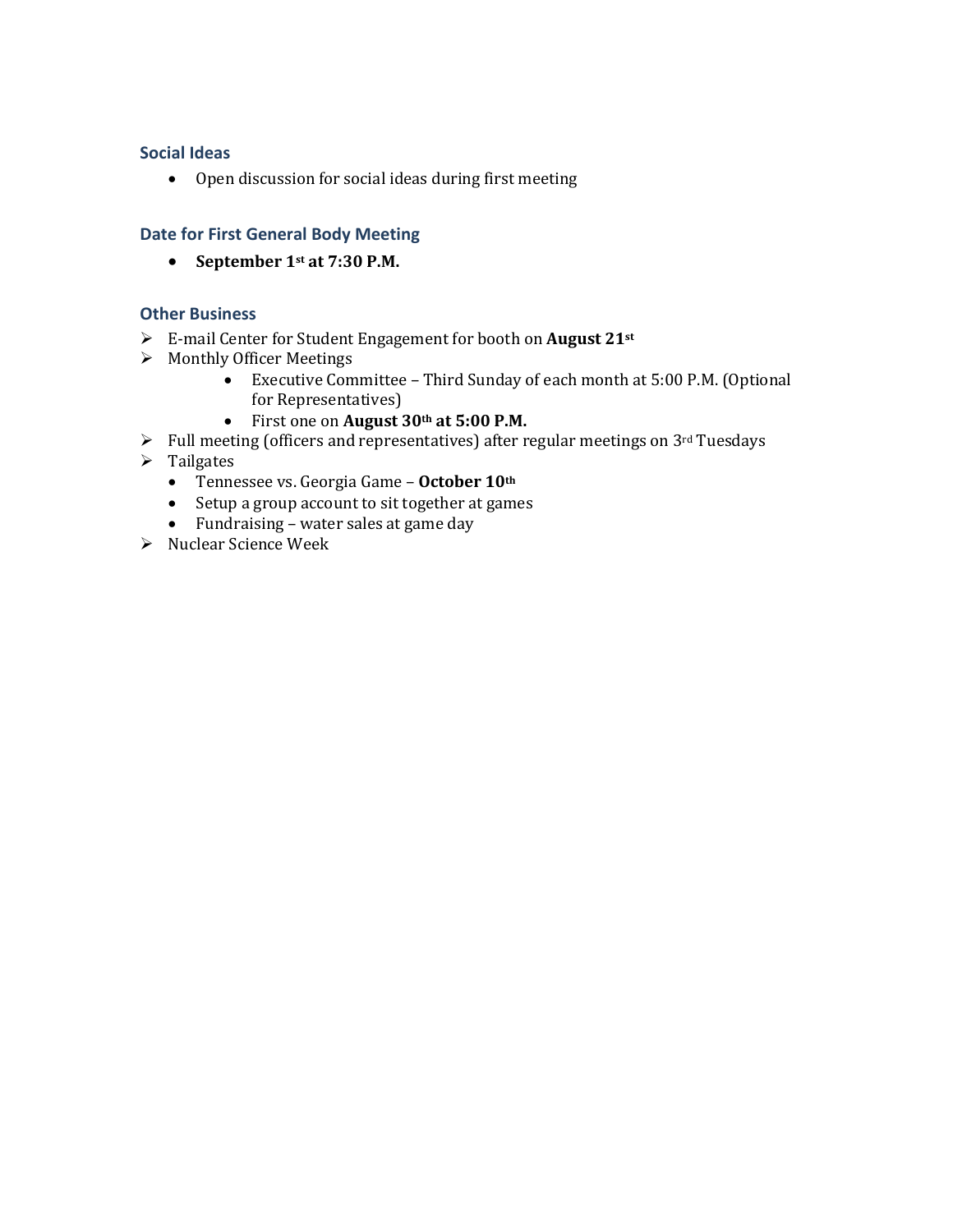### Social Ideas

- Open discussion for social ideas during first meeting

### Date for First General Body Meeting

- **September 1st at 7:30 P.M.**

### Other Business

- E-mail Center for Student Engagement for booth on **August 21st**
- Monthly Officer Meetings
    - Executive Committee – Third Sunday of each month at 5:00 P.M. (Optional for Representatives)
    - First one on **August 30th at 5:00 P.M.**
- Full meeting (officers and representatives) after regular meetings on 3rd Tuesdays
- Tailgates
    - Tennessee vs. Georgia Game – **October 10th**
    - Setup a group account to sit together at games
    - Fundraising – water sales at game day
- Nuclear Science Week